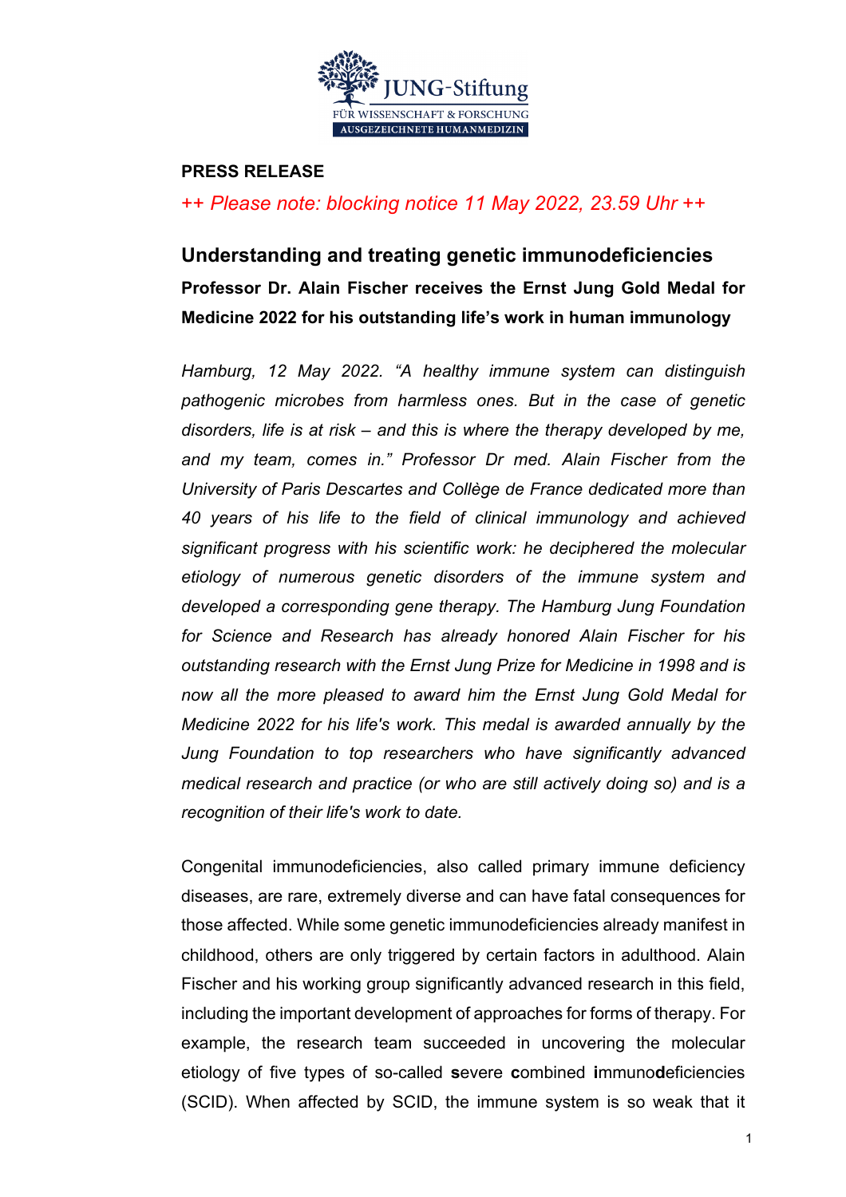JUNG-Stiftung

FÜR WISSENSCHAFT & FORSCHUNG

AUSGEZEICHNETE HUMANMEDIZIN

**PRESS RELEASE**

*++ Please note: blocking notice 11 May 2022, 23.59 Uhr ++*

## Understanding and treating genetic immunodeficiencies

**Professor Dr. Alain Fischer receives the Ernst Jung Gold Medal for Medicine 2022 for his outstanding life's work in human immunology**

*Hamburg, 12 May 2022. "A healthy immune system can distinguish pathogenic microbes from harmless ones. But in the case of genetic disorders, life is at risk – and this is where the therapy developed by me, and my team, comes in." Professor Dr med. Alain Fischer from the University of Paris Descartes and Collège de France dedicated more than 40 years of his life to the field of clinical immunology and achieved significant progress with his scientific work: he deciphered the molecular etiology of numerous genetic disorders of the immune system and developed a corresponding gene therapy. The Hamburg Jung Foundation for Science and Research has already honored Alain Fischer for his outstanding research with the Ernst Jung Prize for Medicine in 1998 and is now all the more pleased to award him the Ernst Jung Gold Medal for Medicine 2022 for his life's work. This medal is awarded annually by the Jung Foundation to top researchers who have significantly advanced medical research and practice (or who are still actively doing so) and is a recognition of their life's work to date.*

Congenital immunodeficiencies, also called primary immune deficiency diseases, are rare, extremely diverse and can have fatal consequences for those affected. While some genetic immunodeficiencies already manifest in childhood, others are only triggered by certain factors in adulthood. Alain Fischer and his working group significantly advanced research in this field, including the important development of approaches for forms of therapy. For example, the research team succeeded in uncovering the molecular etiology of five types of so-called **s**evere **c**ombined **i**mmuno**d**eficiencies (SCID). When affected by SCID, the immune system is so weak that it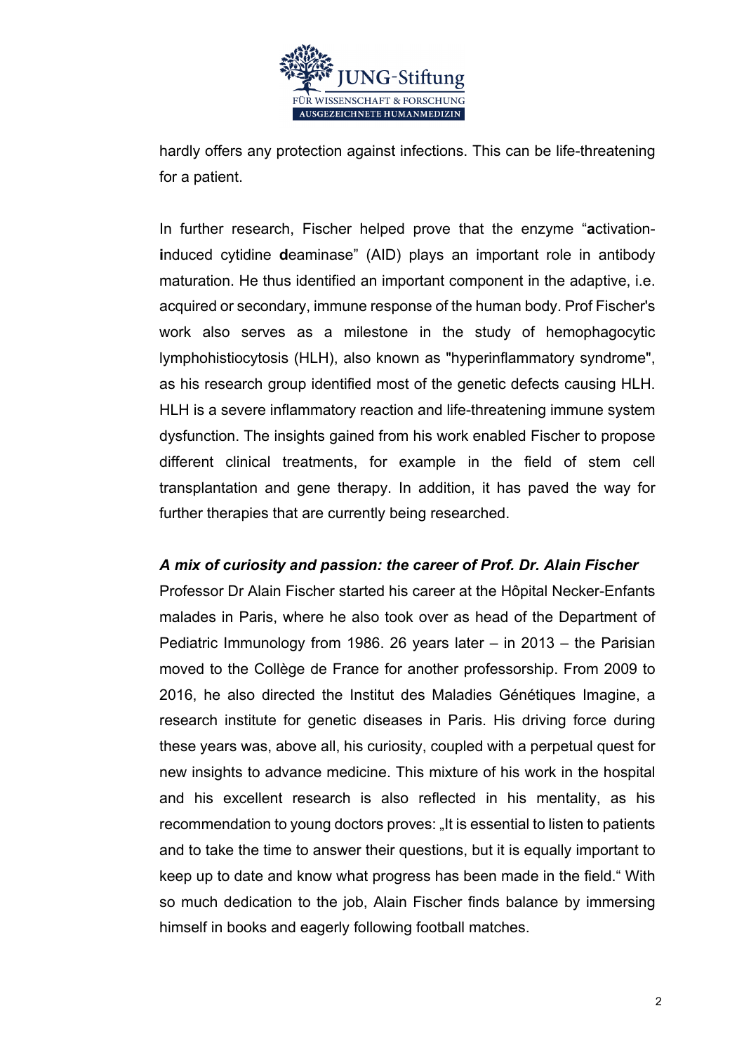hardly offers any protection against infections. This can be life-threatening for a patient.

In further research, Fischer helped prove that the enzyme "**a**ctivation-**i**nduced cytidine **d**eaminase" (AID) plays an important role in antibody maturation. He thus identified an important component in the adaptive, i.e. acquired or secondary, immune response of the human body. Prof Fischer's work also serves as a milestone in the study of hemophagocytic lymphohistiocytosis (HLH), also known as "hyperinflammatory syndrome", as his research group identified most of the genetic defects causing HLH. HLH is a severe inflammatory reaction and life-threatening immune system dysfunction. The insights gained from his work enabled Fischer to propose different clinical treatments, for example in the field of stem cell transplantation and gene therapy. In addition, it has paved the way for further therapies that are currently being researched.

***A mix of curiosity and passion: the career of Prof. Dr. Alain Fischer***

Professor Dr Alain Fischer started his career at the Hôpital Necker-Enfants malades in Paris, where he also took over as head of the Department of Pediatric Immunology from 1986. 26 years later – in 2013 – the Parisian moved to the Collège de France for another professorship. From 2009 to 2016, he also directed the Institut des Maladies Génétiques Imagine, a research institute for genetic diseases in Paris. His driving force during these years was, above all, his curiosity, coupled with a perpetual quest for new insights to advance medicine. This mixture of his work in the hospital and his excellent research is also reflected in his mentality, as his recommendation to young doctors proves: „It is essential to listen to patients and to take the time to answer their questions, but it is equally important to keep up to date and know what progress has been made in the field." With so much dedication to the job, Alain Fischer finds balance by immersing himself in books and eagerly following football matches.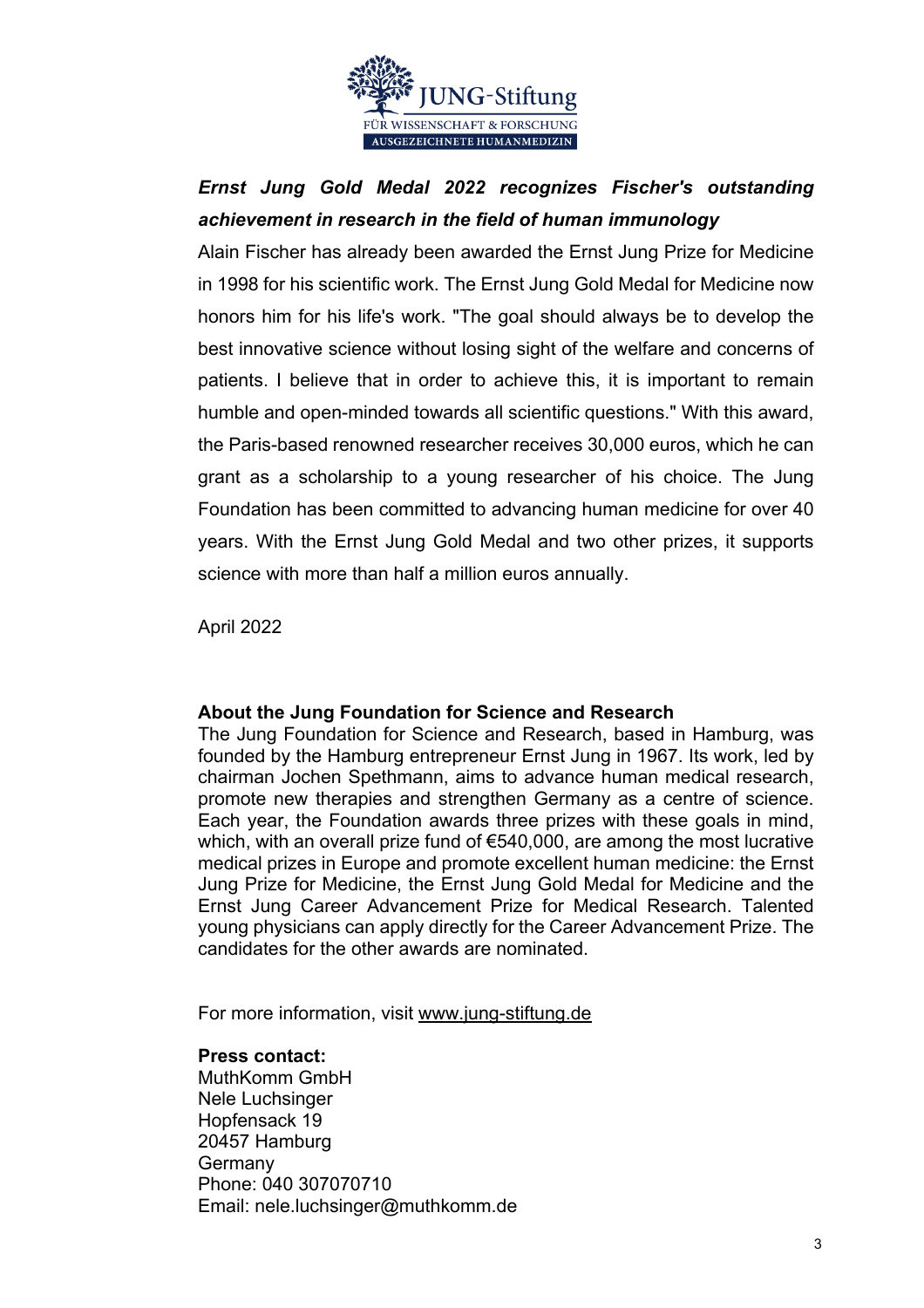***Ernst Jung Gold Medal 2022 recognizes Fischer's outstanding achievement in research in the field of human immunology***

Alain Fischer has already been awarded the Ernst Jung Prize for Medicine in 1998 for his scientific work. The Ernst Jung Gold Medal for Medicine now honors him for his life's work. "The goal should always be to develop the best innovative science without losing sight of the welfare and concerns of patients. I believe that in order to achieve this, it is important to remain humble and open-minded towards all scientific questions." With this award, the Paris-based renowned researcher receives 30,000 euros, which he can grant as a scholarship to a young researcher of his choice. The Jung Foundation has been committed to advancing human medicine for over 40 years. With the Ernst Jung Gold Medal and two other prizes, it supports science with more than half a million euros annually.

April 2022

**About the Jung Foundation for Science and Research**

The Jung Foundation for Science and Research, based in Hamburg, was founded by the Hamburg entrepreneur Ernst Jung in 1967. Its work, led by chairman Jochen Spethmann, aims to advance human medical research, promote new therapies and strengthen Germany as a centre of science. Each year, the Foundation awards three prizes with these goals in mind, which, with an overall prize fund of €540,000, are among the most lucrative medical prizes in Europe and promote excellent human medicine: the Ernst Jung Prize for Medicine, the Ernst Jung Gold Medal for Medicine and the Ernst Jung Career Advancement Prize for Medical Research. Talented young physicians can apply directly for the Career Advancement Prize. The candidates for the other awards are nominated.

For more information, visit www.jung-stiftung.de

**Press contact:**
MuthKomm GmbH
Nele Luchsinger
Hopfensack 19
20457 Hamburg
Germany
Phone: 040 307070710
Email: nele.luchsinger@muthkomm.de